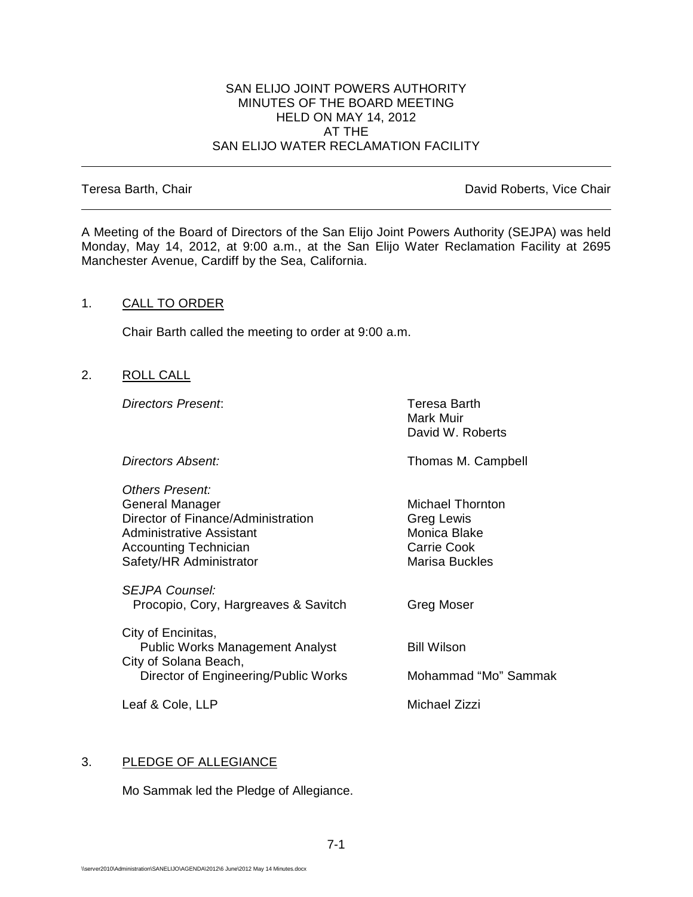# SAN ELIJO JOINT POWERS AUTHORITY
## MINUTES OF THE BOARD MEETING
## HELD ON MAY 14, 2012
## AT THE
## SAN ELIJO WATER RECLAMATION FACILITY

---

Teresa Barth, Chair | David Roberts, Vice Chair

---

A Meeting of the Board of Directors of the San Elijo Joint Powers Authority (SEJPA) was held Monday, May 14, 2012, at 9:00 a.m., at the San Elijo Water Reclamation Facility at 2695 Manchester Avenue, Cardiff by the Sea, California.

1. CALL TO ORDER

   Chair Barth called the meeting to order at 9:00 a.m.

2. ROLL CALL

   *Directors Present*: Teresa Barth, Mark Muir, David W. Roberts

   *Directors Absent:* Thomas M. Campbell

   *Others Present:*

   | | |
   |---|---|
   | General Manager | Michael Thornton |
   | Director of Finance/Administration | Greg Lewis |
   | Administrative Assistant | Monica Blake |
   | Accounting Technician | Carrie Cook |
   | Safety/HR Administrator | Marisa Buckles |
   | *SEJPA Counsel:* Procopio, Cory, Hargreaves & Savitch | Greg Moser |
   | City of Encinitas, Public Works Management Analyst | Bill Wilson |
   | City of Solana Beach, Director of Engineering/Public Works | Mohammad "Mo" Sammak |
   | Leaf & Cole, LLP | Michael Zizzi |

3. PLEDGE OF ALLEGIANCE

   Mo Sammak led the Pledge of Allegiance.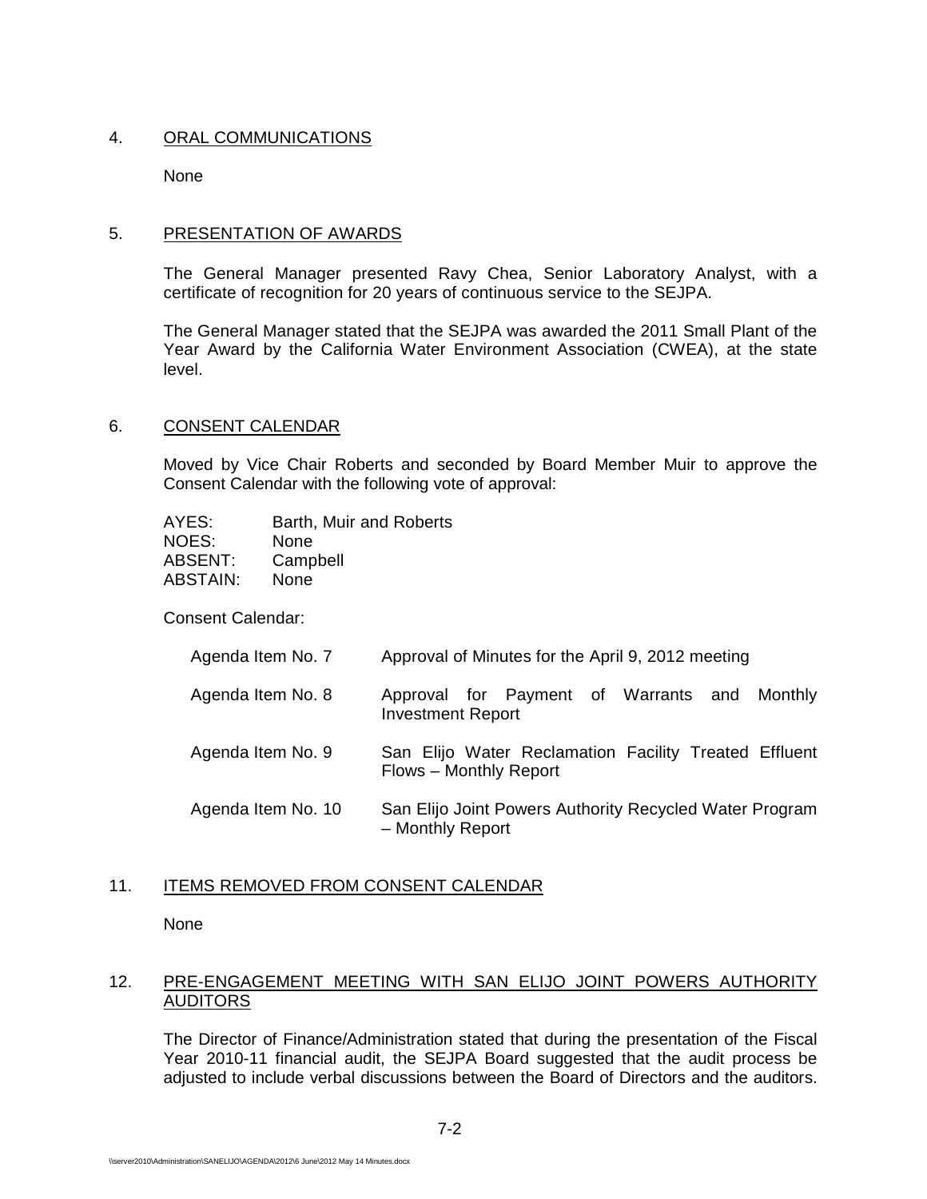4. ORAL COMMUNICATIONS

None

5. PRESENTATION OF AWARDS

The General Manager presented Ravy Chea, Senior Laboratory Analyst, with a certificate of recognition for 20 years of continuous service to the SEJPA.

The General Manager stated that the SEJPA was awarded the 2011 Small Plant of the Year Award by the California Water Environment Association (CWEA), at the state level.

6. CONSENT CALENDAR

Moved by Vice Chair Roberts and seconded by Board Member Muir to approve the Consent Calendar with the following vote of approval:

AYES: Barth, Muir and Roberts
NOES: None
ABSENT: Campbell
ABSTAIN: None

Consent Calendar:

| | |
|---|---|
| Agenda Item No. 7 | Approval of Minutes for the April 9, 2012 meeting |
| Agenda Item No. 8 | Approval for Payment of Warrants and Monthly Investment Report |
| Agenda Item No. 9 | San Elijo Water Reclamation Facility Treated Effluent Flows – Monthly Report |
| Agenda Item No. 10 | San Elijo Joint Powers Authority Recycled Water Program – Monthly Report |

11. ITEMS REMOVED FROM CONSENT CALENDAR

None

12. PRE-ENGAGEMENT MEETING WITH SAN ELIJO JOINT POWERS AUTHORITY AUDITORS

The Director of Finance/Administration stated that during the presentation of the Fiscal Year 2010-11 financial audit, the SEJPA Board suggested that the audit process be adjusted to include verbal discussions between the Board of Directors and the auditors.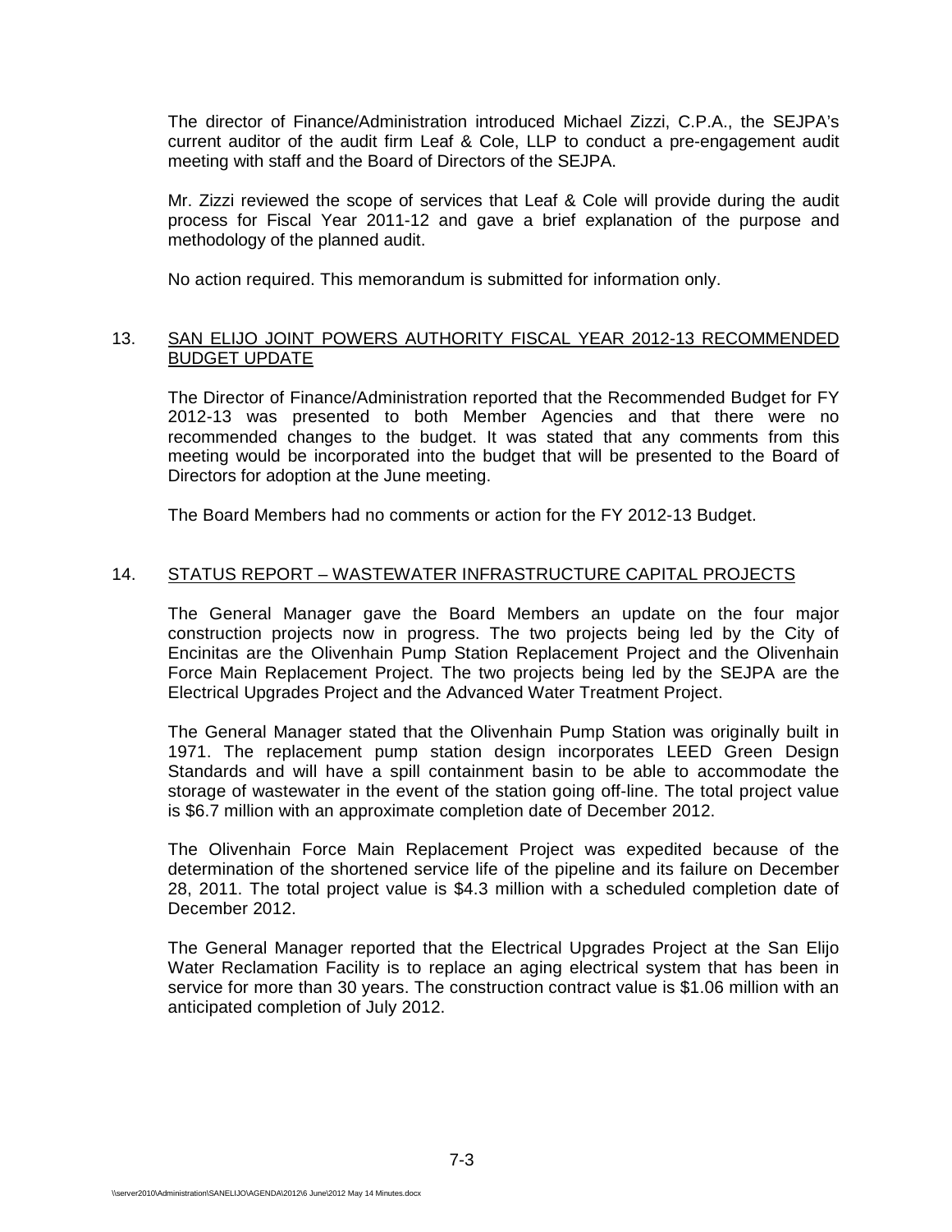The director of Finance/Administration introduced Michael Zizzi, C.P.A., the SEJPA's current auditor of the audit firm Leaf & Cole, LLP to conduct a pre-engagement audit meeting with staff and the Board of Directors of the SEJPA.

Mr. Zizzi reviewed the scope of services that Leaf & Cole will provide during the audit process for Fiscal Year 2011-12 and gave a brief explanation of the purpose and methodology of the planned audit.

No action required. This memorandum is submitted for information only.

13. <u>SAN ELIJO JOINT POWERS AUTHORITY FISCAL YEAR 2012-13 RECOMMENDED BUDGET UPDATE</u>

The Director of Finance/Administration reported that the Recommended Budget for FY 2012-13 was presented to both Member Agencies and that there were no recommended changes to the budget. It was stated that any comments from this meeting would be incorporated into the budget that will be presented to the Board of Directors for adoption at the June meeting.

The Board Members had no comments or action for the FY 2012-13 Budget.

14. <u>STATUS REPORT – WASTEWATER INFRASTRUCTURE CAPITAL PROJECTS</u>

The General Manager gave the Board Members an update on the four major construction projects now in progress. The two projects being led by the City of Encinitas are the Olivenhain Pump Station Replacement Project and the Olivenhain Force Main Replacement Project. The two projects being led by the SEJPA are the Electrical Upgrades Project and the Advanced Water Treatment Project.

The General Manager stated that the Olivenhain Pump Station was originally built in 1971. The replacement pump station design incorporates LEED Green Design Standards and will have a spill containment basin to be able to accommodate the storage of wastewater in the event of the station going off-line. The total project value is \$6.7 million with an approximate completion date of December 2012.

The Olivenhain Force Main Replacement Project was expedited because of the determination of the shortened service life of the pipeline and its failure on December 28, 2011. The total project value is \$4.3 million with a scheduled completion date of December 2012.

The General Manager reported that the Electrical Upgrades Project at the San Elijo Water Reclamation Facility is to replace an aging electrical system that has been in service for more than 30 years. The construction contract value is \$1.06 million with an anticipated completion of July 2012.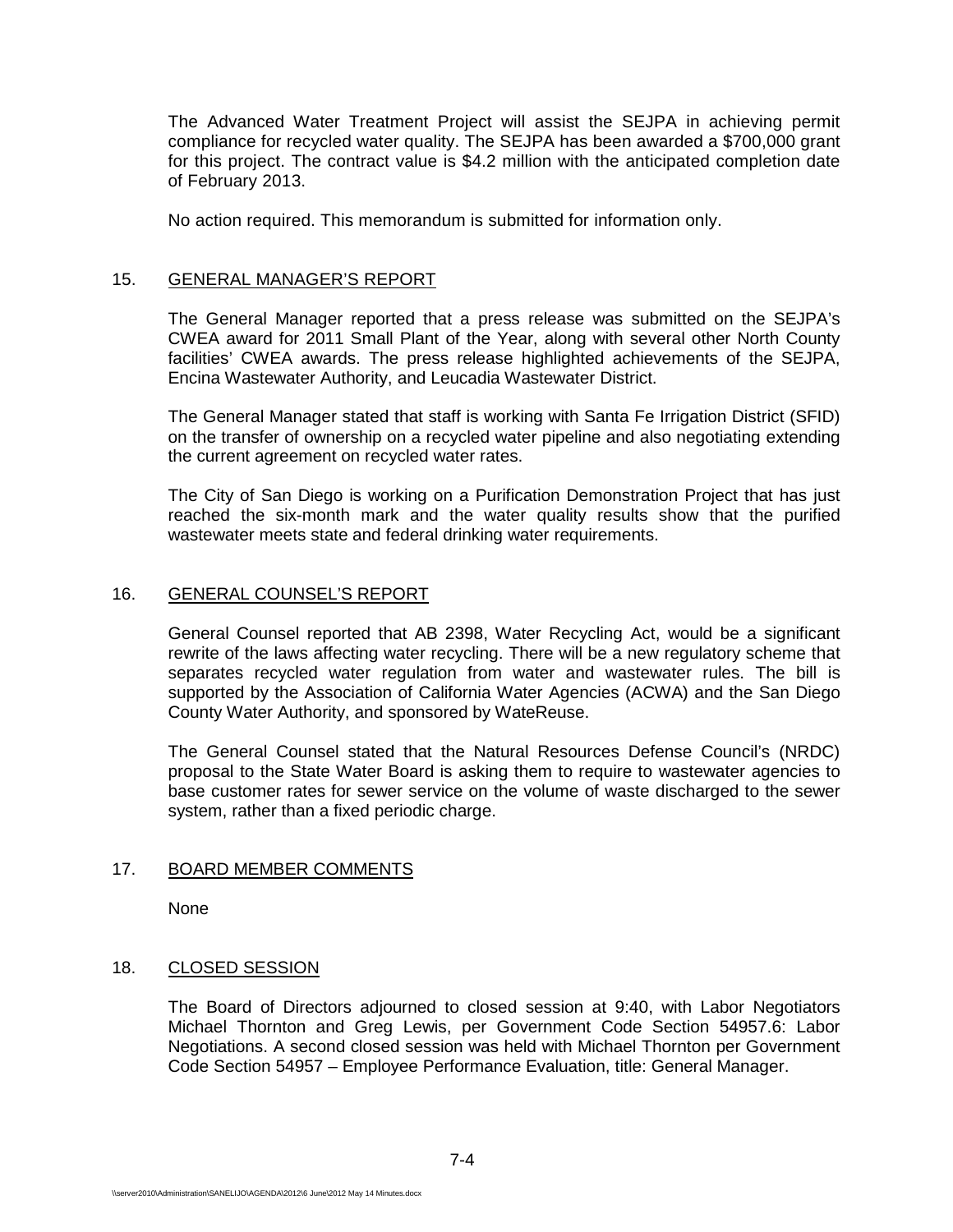The Advanced Water Treatment Project will assist the SEJPA in achieving permit compliance for recycled water quality. The SEJPA has been awarded a $700,000 grant for this project. The contract value is $4.2 million with the anticipated completion date of February 2013.

No action required. This memorandum is submitted for information only.

15. GENERAL MANAGER'S REPORT

The General Manager reported that a press release was submitted on the SEJPA's CWEA award for 2011 Small Plant of the Year, along with several other North County facilities' CWEA awards. The press release highlighted achievements of the SEJPA, Encina Wastewater Authority, and Leucadia Wastewater District.

The General Manager stated that staff is working with Santa Fe Irrigation District (SFID) on the transfer of ownership on a recycled water pipeline and also negotiating extending the current agreement on recycled water rates.

The City of San Diego is working on a Purification Demonstration Project that has just reached the six-month mark and the water quality results show that the purified wastewater meets state and federal drinking water requirements.

16. GENERAL COUNSEL'S REPORT

General Counsel reported that AB 2398, Water Recycling Act, would be a significant rewrite of the laws affecting water recycling. There will be a new regulatory scheme that separates recycled water regulation from water and wastewater rules. The bill is supported by the Association of California Water Agencies (ACWA) and the San Diego County Water Authority, and sponsored by WateReuse.

The General Counsel stated that the Natural Resources Defense Council's (NRDC) proposal to the State Water Board is asking them to require to wastewater agencies to base customer rates for sewer service on the volume of waste discharged to the sewer system, rather than a fixed periodic charge.

17. BOARD MEMBER COMMENTS

None

18. CLOSED SESSION

The Board of Directors adjourned to closed session at 9:40, with Labor Negotiators Michael Thornton and Greg Lewis, per Government Code Section 54957.6: Labor Negotiations. A second closed session was held with Michael Thornton per Government Code Section 54957 – Employee Performance Evaluation, title: General Manager.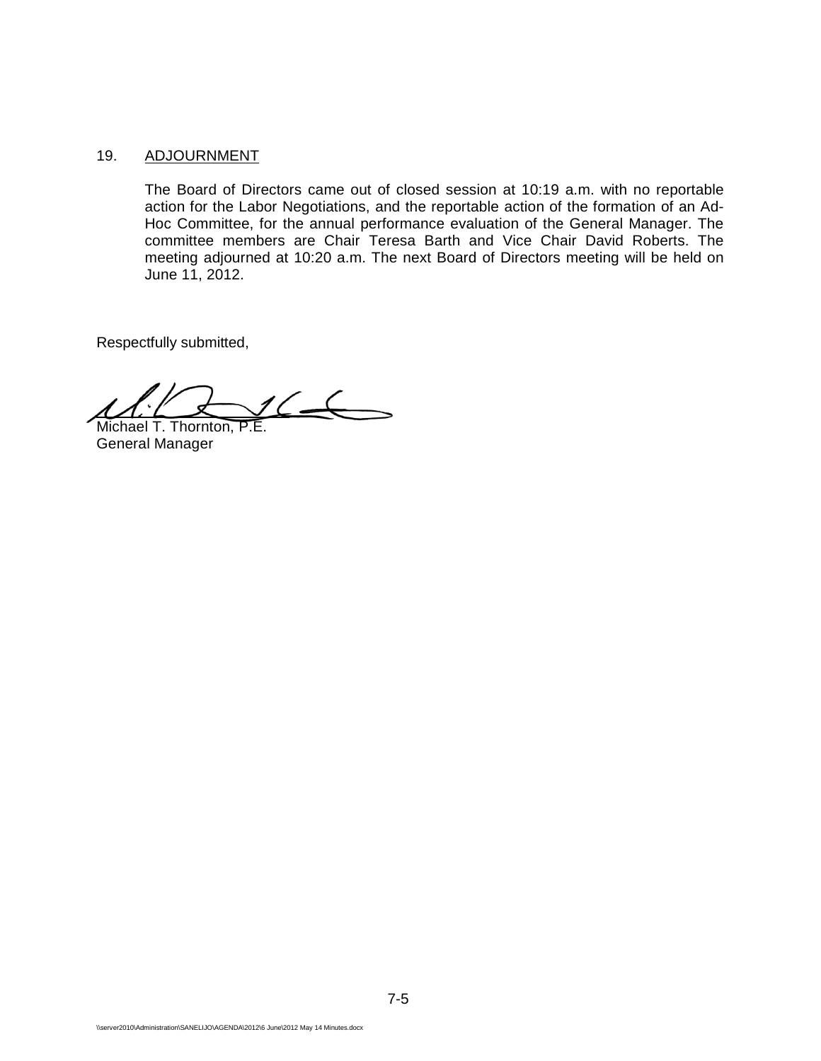19. ADJOURNMENT

The Board of Directors came out of closed session at 10:19 a.m. with no reportable action for the Labor Negotiations, and the reportable action of the formation of an Ad-Hoc Committee, for the annual performance evaluation of the General Manager. The committee members are Chair Teresa Barth and Vice Chair David Roberts. The meeting adjourned at 10:20 a.m. The next Board of Directors meeting will be held on June 11, 2012.

Respectfully submitted,

Michael T. Thornton, P.E.
General Manager

\\server2010\Administration\SANELIJO\AGENDA\2012\6 June\2012 May 14 Minutes.docx